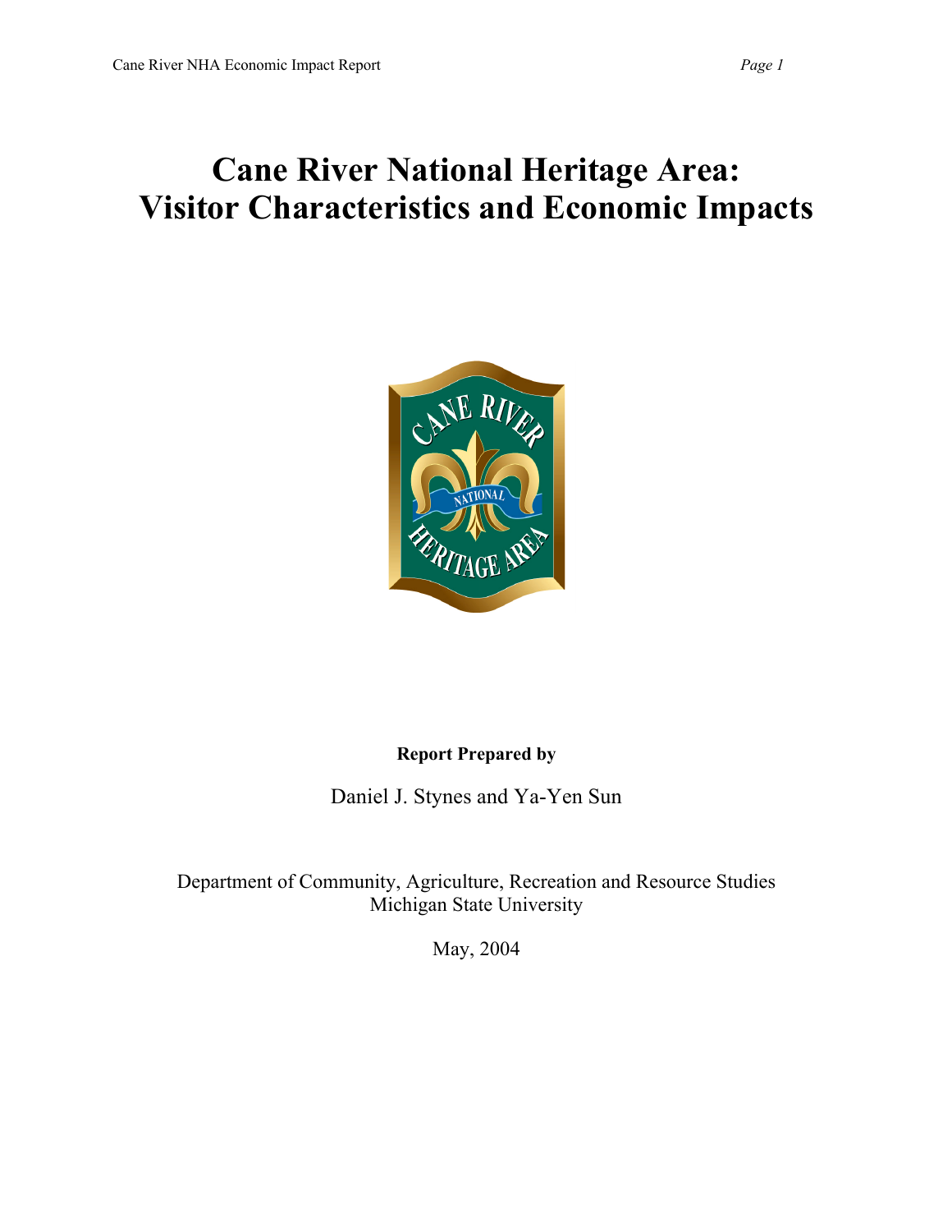# Cane River National Heritage Area: Visitor Characteristics and Economic Impacts

**Report Prepared by**

Daniel J. Stynes and Ya-Yen Sun

Department of Community, Agriculture, Recreation and Resource Studies
Michigan State University

May, 2004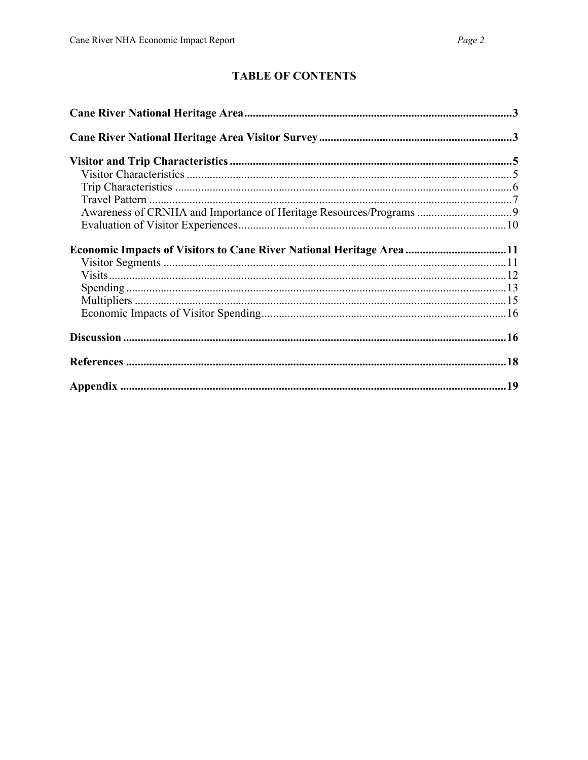# TABLE OF CONTENTS

**Cane River National Heritage Area** ........ **3**

**Cane River National Heritage Area Visitor Survey** ........ **3**

**Visitor and Trip Characteristics** ........ **5**
- Visitor Characteristics ........ 5
- Trip Characteristics ........ 6
- Travel Pattern ........ 7
- Awareness of CRNHA and Importance of Heritage Resources/Programs ........ 9
- Evaluation of Visitor Experiences ........ 10

**Economic Impacts of Visitors to Cane River National Heritage Area** ........ **11**
- Visitor Segments ........ 11
- Visits ........ 12
- Spending ........ 13
- Multipliers ........ 15
- Economic Impacts of Visitor Spending ........ 16

**Discussion** ........ **16**

**References** ........ **18**

**Appendix** ........ **19**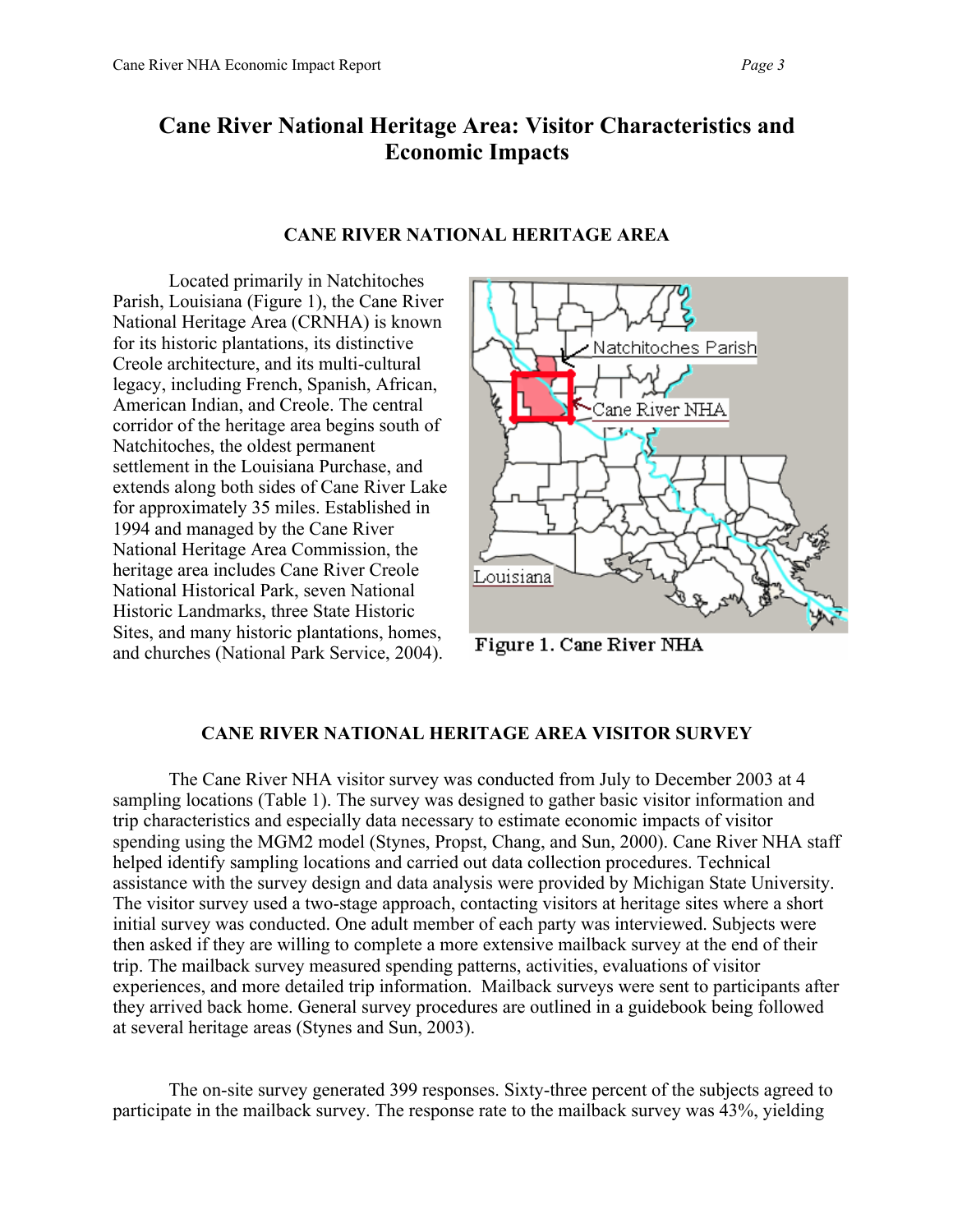# Cane River National Heritage Area: Visitor Characteristics and Economic Impacts

## CANE RIVER NATIONAL HERITAGE AREA

Located primarily in Natchitoches Parish, Louisiana (Figure 1), the Cane River National Heritage Area (CRNHA) is known for its historic plantations, its distinctive Creole architecture, and its multi-cultural legacy, including French, Spanish, African, American Indian, and Creole. The central corridor of the heritage area begins south of Natchitoches, the oldest permanent settlement in the Louisiana Purchase, and extends along both sides of Cane River Lake for approximately 35 miles. Established in 1994 and managed by the Cane River National Heritage Area Commission, the heritage area includes Cane River Creole National Historical Park, seven National Historic Landmarks, three State Historic Sites, and many historic plantations, homes, and churches (National Park Service, 2004).

**Figure 1. Cane River NHA**

## CANE RIVER NATIONAL HERITAGE AREA VISITOR SURVEY

The Cane River NHA visitor survey was conducted from July to December 2003 at 4 sampling locations (Table 1). The survey was designed to gather basic visitor information and trip characteristics and especially data necessary to estimate economic impacts of visitor spending using the MGM2 model (Stynes, Propst, Chang, and Sun, 2000). Cane River NHA staff helped identify sampling locations and carried out data collection procedures. Technical assistance with the survey design and data analysis were provided by Michigan State University. The visitor survey used a two-stage approach, contacting visitors at heritage sites where a short initial survey was conducted. One adult member of each party was interviewed. Subjects were then asked if they are willing to complete a more extensive mailback survey at the end of their trip. The mailback survey measured spending patterns, activities, evaluations of visitor experiences, and more detailed trip information. Mailback surveys were sent to participants after they arrived back home. General survey procedures are outlined in a guidebook being followed at several heritage areas (Stynes and Sun, 2003).

The on-site survey generated 399 responses. Sixty-three percent of the subjects agreed to participate in the mailback survey. The response rate to the mailback survey was 43%, yielding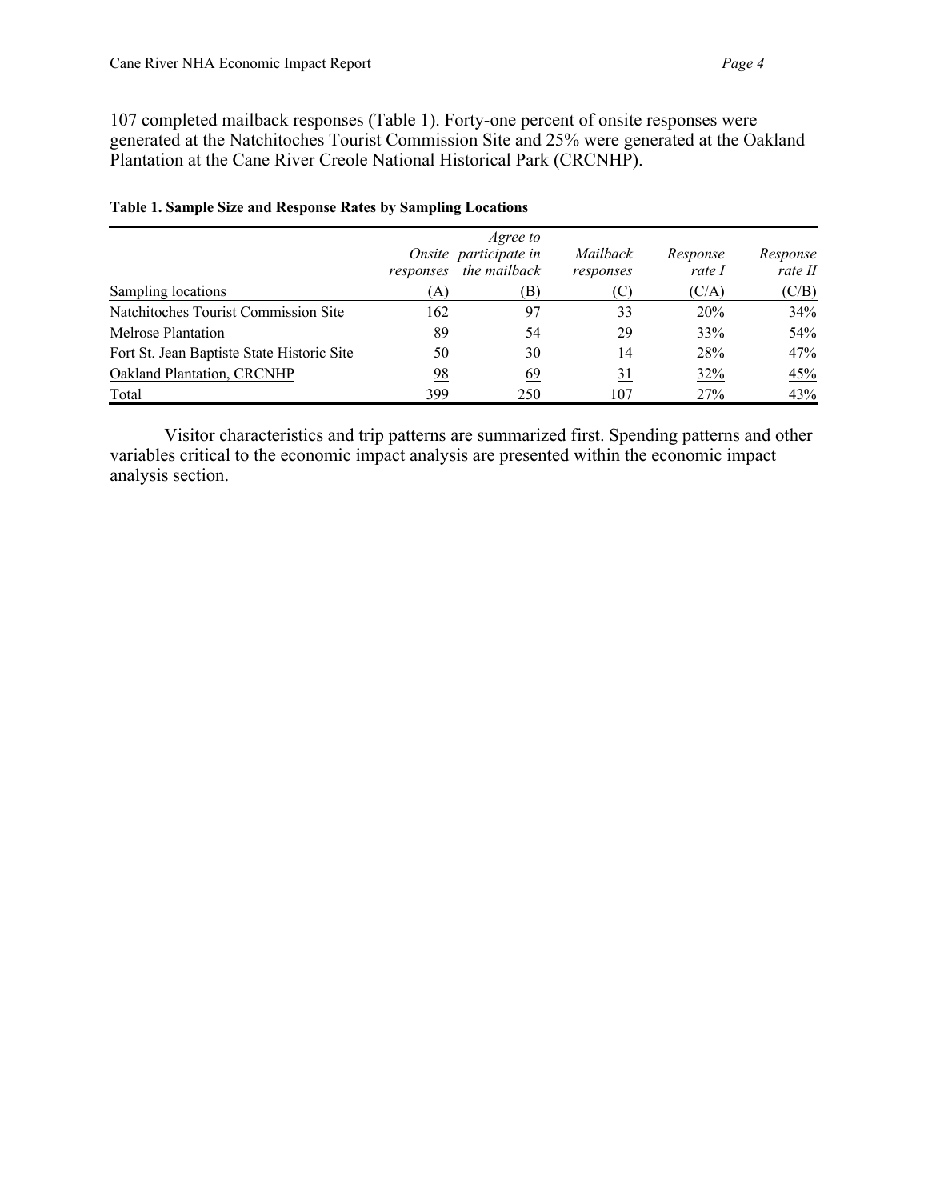107 completed mailback responses (Table 1). Forty-one percent of onsite responses were generated at the Natchitoches Tourist Commission Site and 25% were generated at the Oakland Plantation at the Cane River Creole National Historical Park (CRCNHP).

**Table 1. Sample Size and Response Rates by Sampling Locations**

| Sampling locations | *Onsite responses* (A) | *Agree to participate in the mailback* (B) | *Mailback responses* (C) | *Response rate I* (C/A) | *Response rate II* (C/B) |
|---|---|---|---|---|---|
| Natchitoches Tourist Commission Site | 162 | 97 | 33 | 20% | 34% |
| Melrose Plantation | 89 | 54 | 29 | 33% | 54% |
| Fort St. Jean Baptiste State Historic Site | 50 | 30 | 14 | 28% | 47% |
| Oakland Plantation, CRCNHP | 98 | 69 | 31 | 32% | 45% |
| Total | 399 | 250 | 107 | 27% | 43% |

Visitor characteristics and trip patterns are summarized first. Spending patterns and other variables critical to the economic impact analysis are presented within the economic impact analysis section.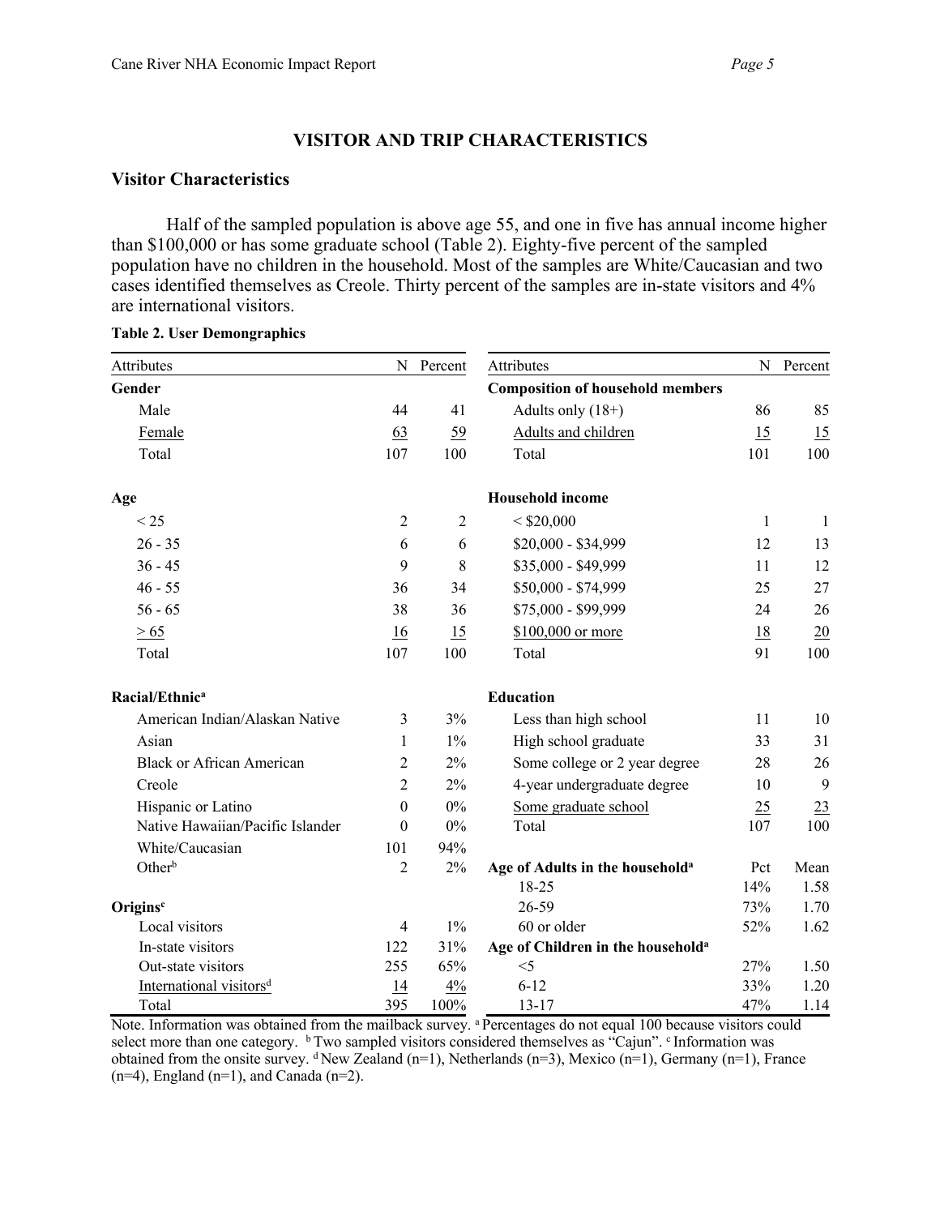## VISITOR AND TRIP CHARACTERISTICS

### Visitor Characteristics

Half of the sampled population is above age 55, and one in five has annual income higher than $100,000 or has some graduate school (Table 2). Eighty-five percent of the sampled population have no children in the household. Most of the samples are White/Caucasian and two cases identified themselves as Creole. Thirty percent of the samples are in-state visitors and 4% are international visitors.

**Table 2. User Demongraphics**

| Attributes | N | Percent | Attributes | N | Percent |
|---|---|---|---|---|---|
| **Gender** | | | **Composition of household members** | | |
| Male | 44 | 41 | Adults only (18+) | 86 | 85 |
| Female | 63 | 59 | Adults and children | 15 | 15 |
| Total | 107 | 100 | Total | 101 | 100 |
| **Age** | | | **Household income** | | |
| < 25 | 2 | 2 | < $20,000 | 1 | 1 |
| 26 - 35 | 6 | 6 | $20,000 - $34,999 | 12 | 13 |
| 36 - 45 | 9 | 8 | $35,000 - $49,999 | 11 | 12 |
| 46 - 55 | 36 | 34 | $50,000 - $74,999 | 25 | 27 |
| 56 - 65 | 38 | 36 | $75,000 - $99,999 | 24 | 26 |
| > 65 | 16 | 15 | $100,000 or more | 18 | 20 |
| Total | 107 | 100 | Total | 91 | 100 |
| **Racial/Ethnic[a]** | | | **Education** | | |
| American Indian/Alaskan Native | 3 | 3% | Less than high school | 11 | 10 |
| Asian | 1 | 1% | High school graduate | 33 | 31 |
| Black or African American | 2 | 2% | Some college or 2 year degree | 28 | 26 |
| Creole | 2 | 2% | 4-year undergraduate degree | 10 | 9 |
| Hispanic or Latino | 0 | 0% | Some graduate school | 25 | 23 |
| Native Hawaiian/Pacific Islander | 0 | 0% | Total | 107 | 100 |
| White/Caucasian | 101 | 94% | | | |
| Other[b] | 2 | 2% | **Age of Adults in the household[a]** | Pct | Mean |
| | | | 18-25 | 14% | 1.58 |
| **Origins[c]** | | | 26-59 | 73% | 1.70 |
| Local visitors | 4 | 1% | 60 or older | 52% | 1.62 |
| In-state visitors | 122 | 31% | **Age of Children in the household[a]** | | |
| Out-state visitors | 255 | 65% | <5 | 27% | 1.50 |
| International visitors[d] | 14 | 4% | 6-12 | 33% | 1.20 |
| Total | 395 | 100% | 13-17 | 47% | 1.14 |

Note. Information was obtained from the mailback survey. [a] Percentages do not equal 100 because visitors could select more than one category. [b] Two sampled visitors considered themselves as "Cajun". [c] Information was obtained from the onsite survey. [d] New Zealand (n=1), Netherlands (n=3), Mexico (n=1), Germany (n=1), France (n=4), England (n=1), and Canada (n=2).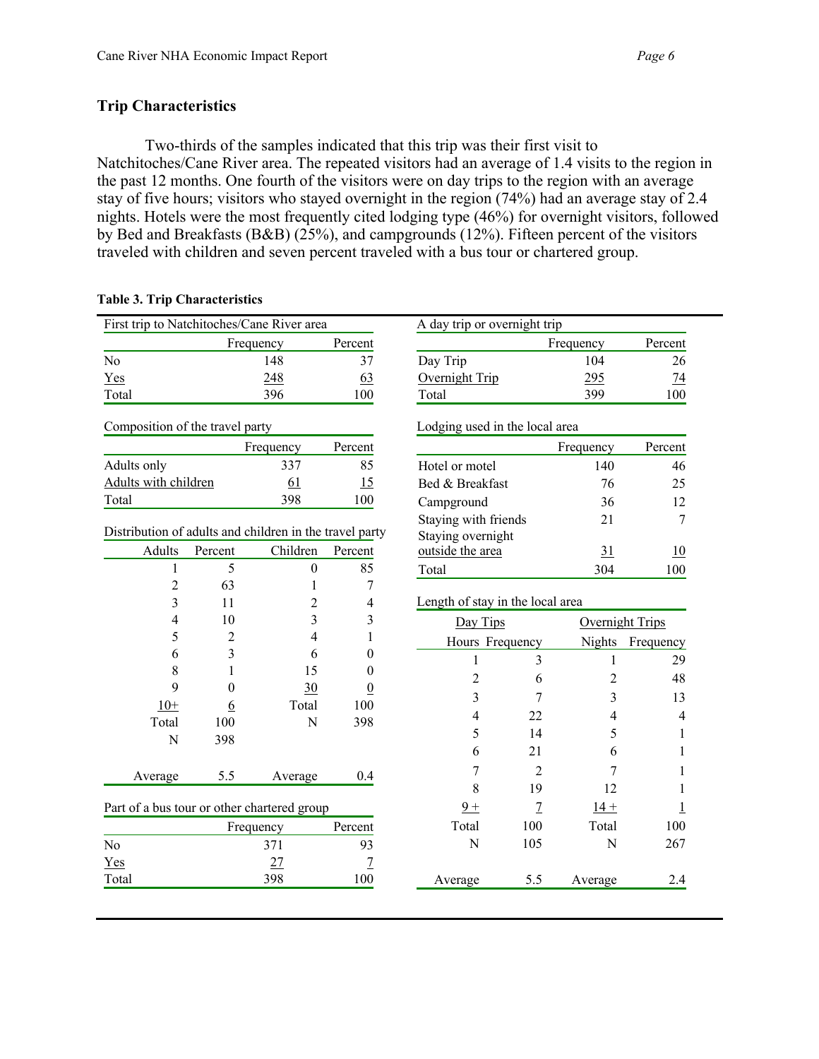## Trip Characteristics

Two-thirds of the samples indicated that this trip was their first visit to Natchitoches/Cane River area. The repeated visitors had an average of 1.4 visits to the region in the past 12 months. One fourth of the visitors were on day trips to the region with an average stay of five hours; visitors who stayed overnight in the region (74%) had an average stay of 2.4 nights. Hotels were the most frequently cited lodging type (46%) for overnight visitors, followed by Bed and Breakfasts (B&B) (25%), and campgrounds (12%). Fifteen percent of the visitors traveled with children and seven percent traveled with a bus tour or chartered group.

**Table 3. Trip Characteristics**

First trip to Natchitoches/Cane River area

| | Frequency | Percent |
|---|---|---|
| No | 148 | 37 |
| Yes | 248 | 63 |
| Total | 396 | 100 |

Composition of the travel party

| | Frequency | Percent |
|---|---|---|
| Adults only | 337 | 85 |
| Adults with children | 61 | 15 |
| Total | 398 | 100 |

Distribution of adults and children in the travel party

| Adults | Percent | Children | Percent |
|---|---|---|---|
| 1 | 5 | 0 | 85 |
| 2 | 63 | 1 | 7 |
| 3 | 11 | 2 | 4 |
| 4 | 10 | 3 | 3 |
| 5 | 2 | 4 | 1 |
| 6 | 3 | 6 | 0 |
| 8 | 1 | 15 | 0 |
| 9 | 0 | 30 | 0 |
| 10+ | 6 | Total | 100 |
| Total | 100 | N | 398 |
| N | 398 | | |
| Average | 5.5 | Average | 0.4 |

Part of a bus tour or other chartered group

| | Frequency | Percent |
|---|---|---|
| No | 371 | 93 |
| Yes | 27 | 7 |
| Total | 398 | 100 |

A day trip or overnight trip

| | Frequency | Percent |
|---|---|---|
| Day Trip | 104 | 26 |
| Overnight Trip | 295 | 74 |
| Total | 399 | 100 |

Lodging used in the local area

| | Frequency | Percent |
|---|---|---|
| Hotel or motel | 140 | 46 |
| Bed & Breakfast | 76 | 25 |
| Campground | 36 | 12 |
| Staying with friends | 21 | 7 |
| Staying overnight outside the area | 31 | 10 |
| Total | 304 | 100 |

Length of stay in the local area

| Day Tips | | Overnight Trips | |
|---|---|---|---|
| Hours | Frequency | Nights | Frequency |
| 1 | 3 | 1 | 29 |
| 2 | 6 | 2 | 48 |
| 3 | 7 | 3 | 13 |
| 4 | 22 | 4 | 4 |
| 5 | 14 | 5 | 1 |
| 6 | 21 | 6 | 1 |
| 7 | 2 | 7 | 1 |
| 8 | 19 | 12 | 1 |
| 9 + | 7 | 14 + | 1 |
| Total | 100 | Total | 100 |
| N | 105 | N | 267 |
| Average | 5.5 | Average | 2.4 |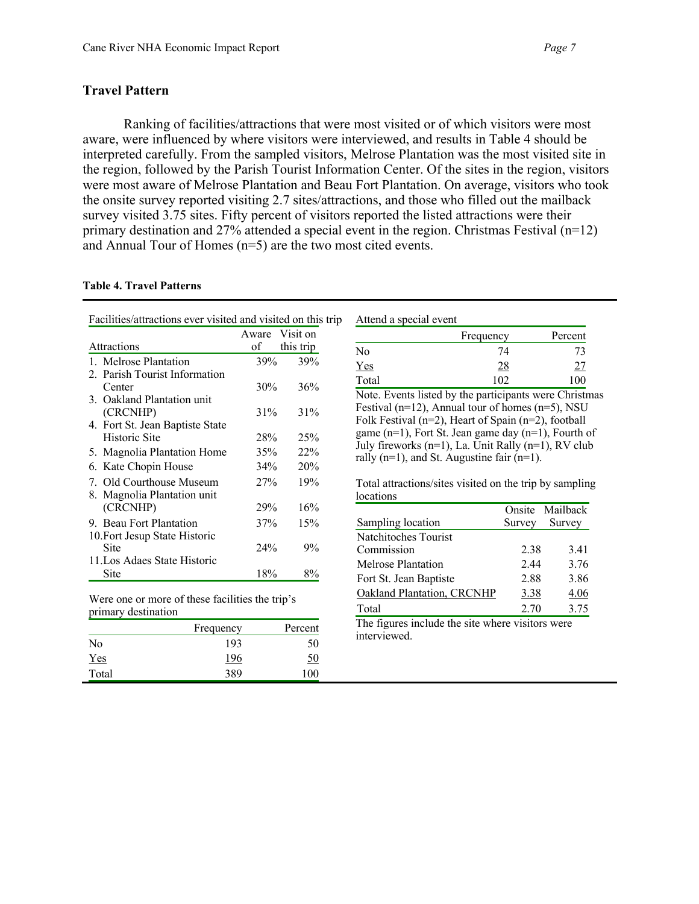## Travel Pattern

Ranking of facilities/attractions that were most visited or of which visitors were most aware, were influenced by where visitors were interviewed, and results in Table 4 should be interpreted carefully. From the sampled visitors, Melrose Plantation was the most visited site in the region, followed by the Parish Tourist Information Center. Of the sites in the region, visitors were most aware of Melrose Plantation and Beau Fort Plantation. On average, visitors who took the onsite survey reported visiting 2.7 sites/attractions, and those who filled out the mailback survey visited 3.75 sites. Fifty percent of visitors reported the listed attractions were their primary destination and 27% attended a special event in the region. Christmas Festival (n=12) and Annual Tour of Homes (n=5) are the two most cited events.

**Table 4. Travel Patterns**

Facilities/attractions ever visited and visited on this trip

| Attractions | Aware of | Visit on this trip |
|---|---|---|
| 1. Melrose Plantation | 39% | 39% |
| 2. Parish Tourist Information Center | 30% | 36% |
| 3. Oakland Plantation unit (CRCNHP) | 31% | 31% |
| 4. Fort St. Jean Baptiste State Historic Site | 28% | 25% |
| 5. Magnolia Plantation Home | 35% | 22% |
| 6. Kate Chopin House | 34% | 20% |
| 7. Old Courthouse Museum | 27% | 19% |
| 8. Magnolia Plantation unit (CRCNHP) | 29% | 16% |
| 9. Beau Fort Plantation | 37% | 15% |
| 10. Fort Jesup State Historic Site | 24% | 9% |
| 11. Los Adaes State Historic Site | 18% | 8% |

Were one or more of these facilities the trip's primary destination

| | Frequency | Percent |
|---|---|---|
| No | 193 | 50 |
| Yes | 196 | 50 |
| Total | 389 | 100 |

Attend a special event

| | Frequency | Percent |
|---|---|---|
| No | 74 | 73 |
| Yes | 28 | 27 |
| Total | 102 | 100 |

Note. Events listed by the participants were Christmas Festival (n=12), Annual tour of homes (n=5), NSU Folk Festival (n=2), Heart of Spain (n=2), football game (n=1), Fort St. Jean game day (n=1), Fourth of July fireworks (n=1), La. Unit Rally (n=1), RV club rally (n=1), and St. Augustine fair (n=1).

Total attractions/sites visited on the trip by sampling locations

| Sampling location | Onsite Survey | Mailback Survey |
|---|---|---|
| Natchitoches Tourist Commission | 2.38 | 3.41 |
| Melrose Plantation | 2.44 | 3.76 |
| Fort St. Jean Baptiste | 2.88 | 3.86 |
| Oakland Plantation, CRCNHP | 3.38 | 4.06 |
| Total | 2.70 | 3.75 |

The figures include the site where visitors were interviewed.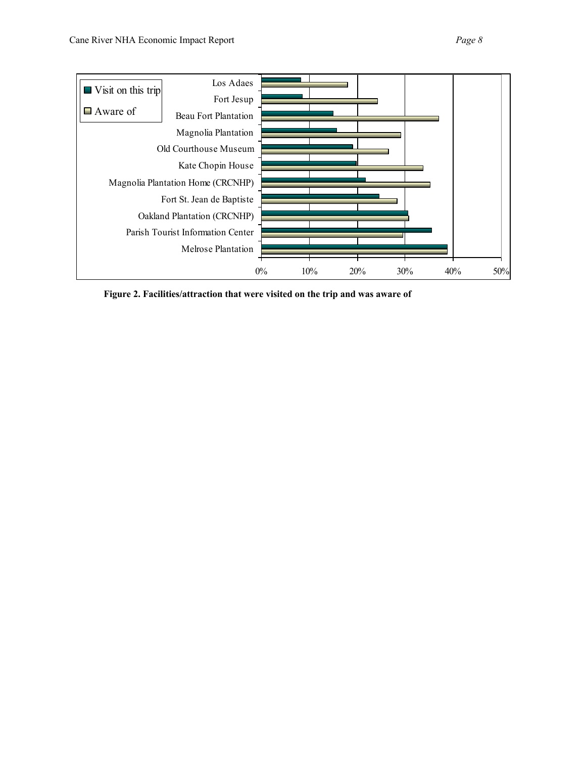**Figure 2. Facilities/attraction that were visited on the trip and was aware of**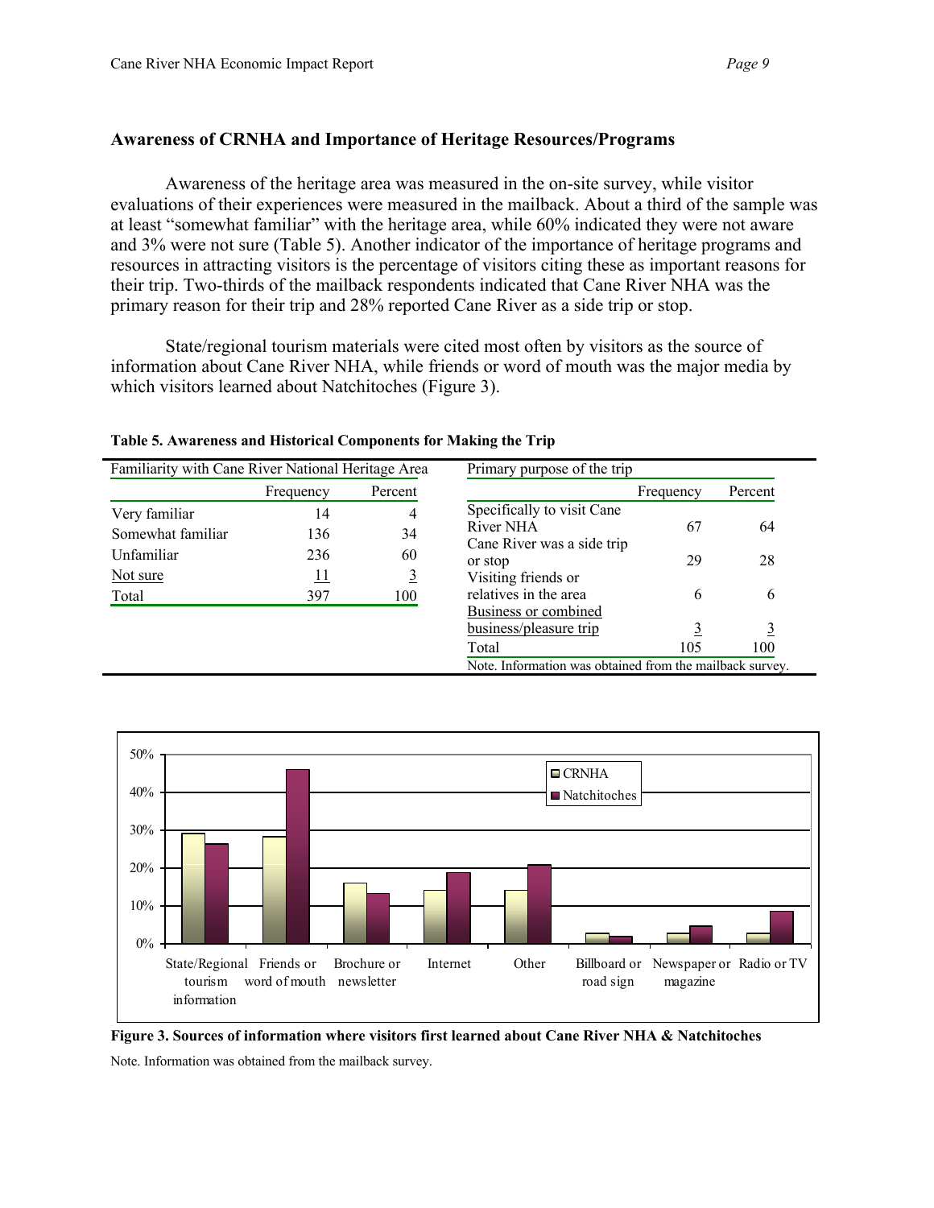### Awareness of CRNHA and Importance of Heritage Resources/Programs

Awareness of the heritage area was measured in the on-site survey, while visitor evaluations of their experiences were measured in the mailback. About a third of the sample was at least "somewhat familiar" with the heritage area, while 60% indicated they were not aware and 3% were not sure (Table 5). Another indicator of the importance of heritage programs and resources in attracting visitors is the percentage of visitors citing these as important reasons for their trip. Two-thirds of the mailback respondents indicated that Cane River NHA was the primary reason for their trip and 28% reported Cane River as a side trip or stop.

State/regional tourism materials were cited most often by visitors as the source of information about Cane River NHA, while friends or word of mouth was the major media by which visitors learned about Natchitoches (Figure 3).

**Table 5. Awareness and Historical Components for Making the Trip**

| Familiarity with Cane River National Heritage Area | Frequency | Percent |
|---|---|---|
| Very familiar | 14 | 4 |
| Somewhat familiar | 136 | 34 |
| Unfamiliar | 236 | 60 |
| Not sure | 11 | 3 |
| Total | 397 | 100 |

| Primary purpose of the trip | Frequency | Percent |
|---|---|---|
| Specifically to visit Cane River NHA | 67 | 64 |
| Cane River was a side trip or stop | 29 | 28 |
| Visiting friends or relatives in the area | 6 | 6 |
| Business or combined business/pleasure trip | 3 | 3 |
| Total | 105 | 100 |

Note. Information was obtained from the mailback survey.

| Source | CRNHA | Natchitoches |
|---|---|---|
| State/Regional tourism information | ~29% | ~26% |
| Friends or word of mouth | ~28% | ~46% |
| Brochure or newsletter | ~16% | ~13% |
| Internet | ~14% | ~19% |
| Other | ~14% | ~21% |
| Billboard or road sign | ~3% | ~2% |
| Newspaper or magazine | ~3% | ~5% |
| Radio or TV | ~3% | ~9% |

**Figure 3. Sources of information where visitors first learned about Cane River NHA & Natchitoches**

Note. Information was obtained from the mailback survey.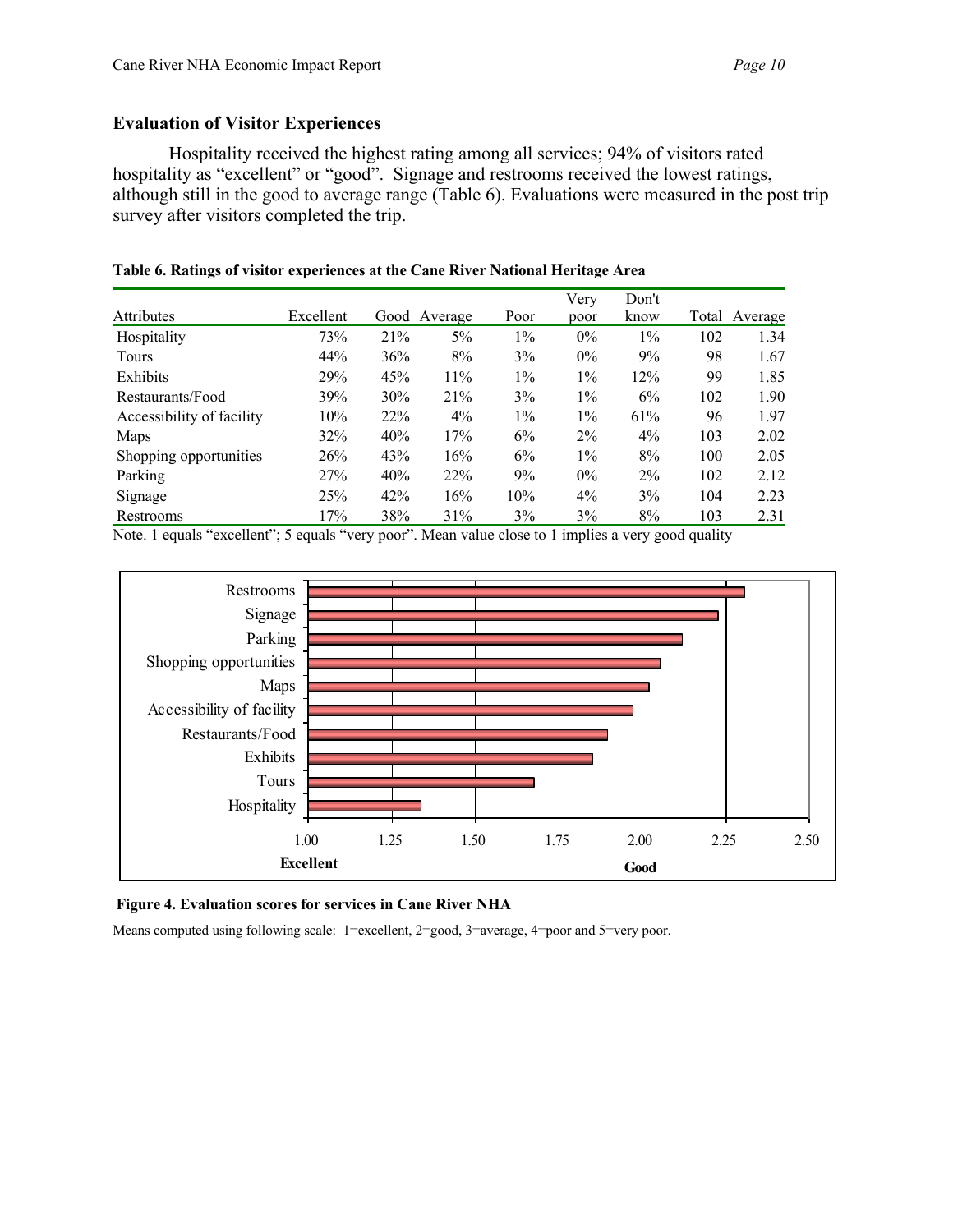## Evaluation of Visitor Experiences

Hospitality received the highest rating among all services; 94% of visitors rated hospitality as "excellent" or "good". Signage and restrooms received the lowest ratings, although still in the good to average range (Table 6). Evaluations were measured in the post trip survey after visitors completed the trip.

**Table 6. Ratings of visitor experiences at the Cane River National Heritage Area**

| Attributes | Excellent | Good | Average | Poor | Very poor | Don't know | Total | Average |
|---|---|---|---|---|---|---|---|---|
| Hospitality | 73% | 21% | 5% | 1% | 0% | 1% | 102 | 1.34 |
| Tours | 44% | 36% | 8% | 3% | 0% | 9% | 98 | 1.67 |
| Exhibits | 29% | 45% | 11% | 1% | 1% | 12% | 99 | 1.85 |
| Restaurants/Food | 39% | 30% | 21% | 3% | 1% | 6% | 102 | 1.90 |
| Accessibility of facility | 10% | 22% | 4% | 1% | 1% | 61% | 96 | 1.97 |
| Maps | 32% | 40% | 17% | 6% | 2% | 4% | 103 | 2.02 |
| Shopping opportunities | 26% | 43% | 16% | 6% | 1% | 8% | 100 | 2.05 |
| Parking | 27% | 40% | 22% | 9% | 0% | 2% | 102 | 2.12 |
| Signage | 25% | 42% | 16% | 10% | 4% | 3% | 104 | 2.23 |
| Restrooms | 17% | 38% | 31% | 3% | 3% | 8% | 103 | 2.31 |

Note. 1 equals "excellent"; 5 equals "very poor". Mean value close to 1 implies a very good quality

**Figure 4. Evaluation scores for services in Cane River NHA**

Means computed using following scale: 1=excellent, 2=good, 3=average, 4=poor and 5=very poor.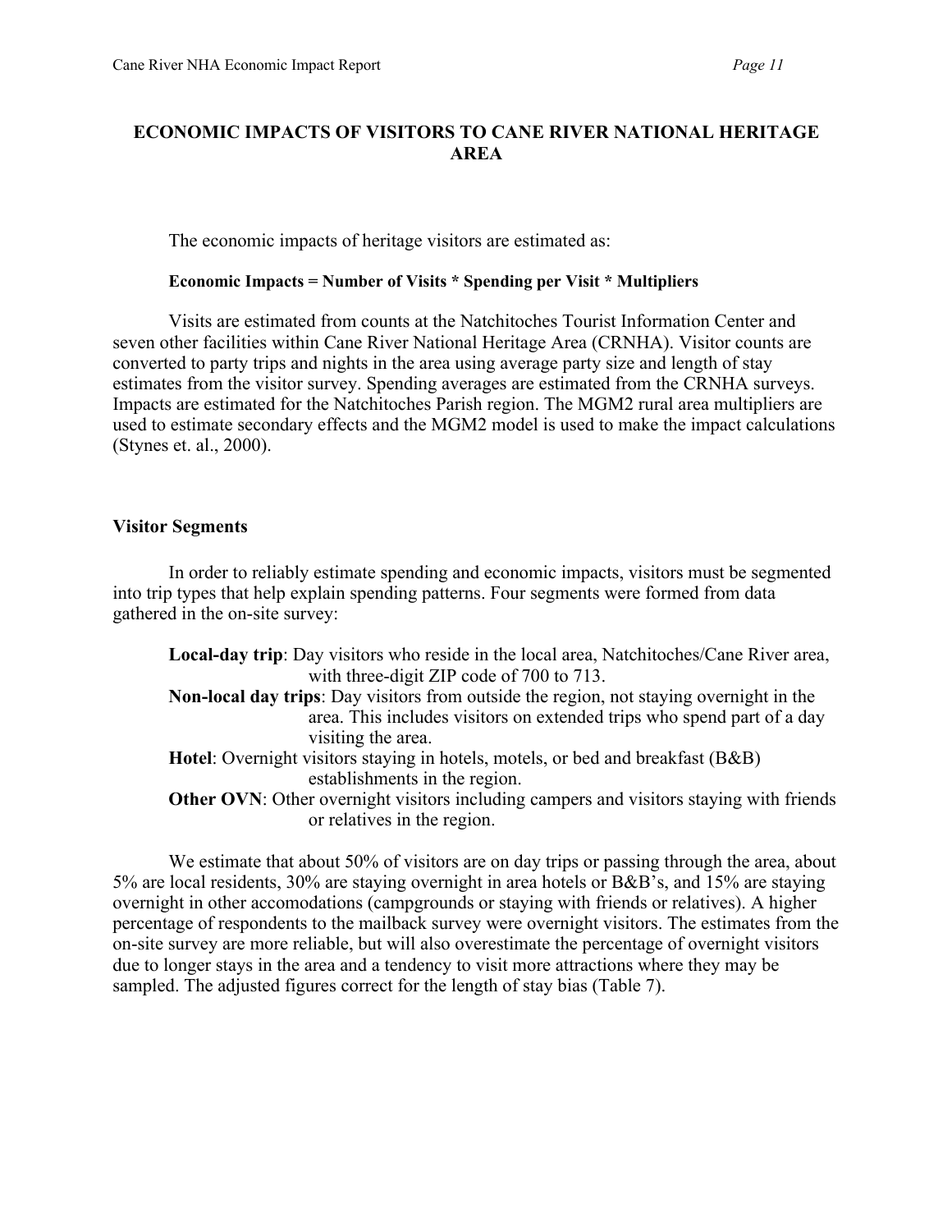# ECONOMIC IMPACTS OF VISITORS TO CANE RIVER NATIONAL HERITAGE AREA

The economic impacts of heritage visitors are estimated as:

**Economic Impacts = Number of Visits * Spending per Visit * Multipliers**

Visits are estimated from counts at the Natchitoches Tourist Information Center and seven other facilities within Cane River National Heritage Area (CRNHA). Visitor counts are converted to party trips and nights in the area using average party size and length of stay estimates from the visitor survey. Spending averages are estimated from the CRNHA surveys. Impacts are estimated for the Natchitoches Parish region. The MGM2 rural area multipliers are used to estimate secondary effects and the MGM2 model is used to make the impact calculations (Stynes et. al., 2000).

## Visitor Segments

In order to reliably estimate spending and economic impacts, visitors must be segmented into trip types that help explain spending patterns. Four segments were formed from data gathered in the on-site survey:

**Local-day trip**: Day visitors who reside in the local area, Natchitoches/Cane River area, with three-digit ZIP code of 700 to 713.

**Non-local day trips**: Day visitors from outside the region, not staying overnight in the area. This includes visitors on extended trips who spend part of a day visiting the area.

**Hotel**: Overnight visitors staying in hotels, motels, or bed and breakfast (B&B) establishments in the region.

**Other OVN**: Other overnight visitors including campers and visitors staying with friends or relatives in the region.

We estimate that about 50% of visitors are on day trips or passing through the area, about 5% are local residents, 30% are staying overnight in area hotels or B&B's, and 15% are staying overnight in other accomodations (campgrounds or staying with friends or relatives). A higher percentage of respondents to the mailback survey were overnight visitors. The estimates from the on-site survey are more reliable, but will also overestimate the percentage of overnight visitors due to longer stays in the area and a tendency to visit more attractions where they may be sampled. The adjusted figures correct for the length of stay bias (Table 7).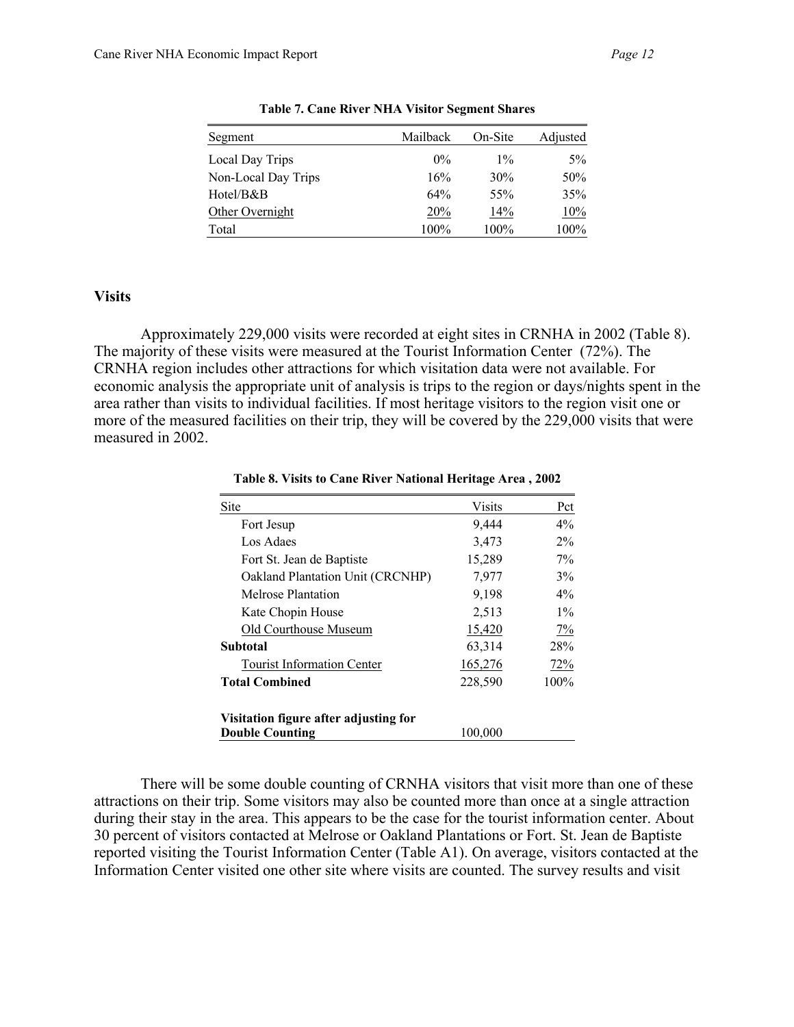**Table 7. Cane River NHA Visitor Segment Shares**

| Segment | Mailback | On-Site | Adjusted |
|---|---|---|---|
| Local Day Trips | 0% | 1% | 5% |
| Non-Local Day Trips | 16% | 30% | 50% |
| Hotel/B&B | 64% | 55% | 35% |
| Other Overnight | 20% | 14% | 10% |
| Total | 100% | 100% | 100% |

## Visits

Approximately 229,000 visits were recorded at eight sites in CRNHA in 2002 (Table 8). The majority of these visits were measured at the Tourist Information Center (72%). The CRNHA region includes other attractions for which visitation data were not available. For economic analysis the appropriate unit of analysis is trips to the region or days/nights spent in the area rather than visits to individual facilities. If most heritage visitors to the region visit one or more of the measured facilities on their trip, they will be covered by the 229,000 visits that were measured in 2002.

**Table 8. Visits to Cane River National Heritage Area , 2002**

| Site | Visits | Pct |
|---|---|---|
| Fort Jesup | 9,444 | 4% |
| Los Adaes | 3,473 | 2% |
| Fort St. Jean de Baptiste | 15,289 | 7% |
| Oakland Plantation Unit (CRCNHP) | 7,977 | 3% |
| Melrose Plantation | 9,198 | 4% |
| Kate Chopin House | 2,513 | 1% |
| Old Courthouse Museum | 15,420 | 7% |
| **Subtotal** | 63,314 | 28% |
| Tourist Information Center | 165,276 | 72% |
| **Total Combined** | 228,590 | 100% |
| **Visitation figure after adjusting for Double Counting** | 100,000 | |

There will be some double counting of CRNHA visitors that visit more than one of these attractions on their trip. Some visitors may also be counted more than once at a single attraction during their stay in the area. This appears to be the case for the tourist information center. About 30 percent of visitors contacted at Melrose or Oakland Plantations or Fort. St. Jean de Baptiste reported visiting the Tourist Information Center (Table A1). On average, visitors contacted at the Information Center visited one other site where visits are counted. The survey results and visit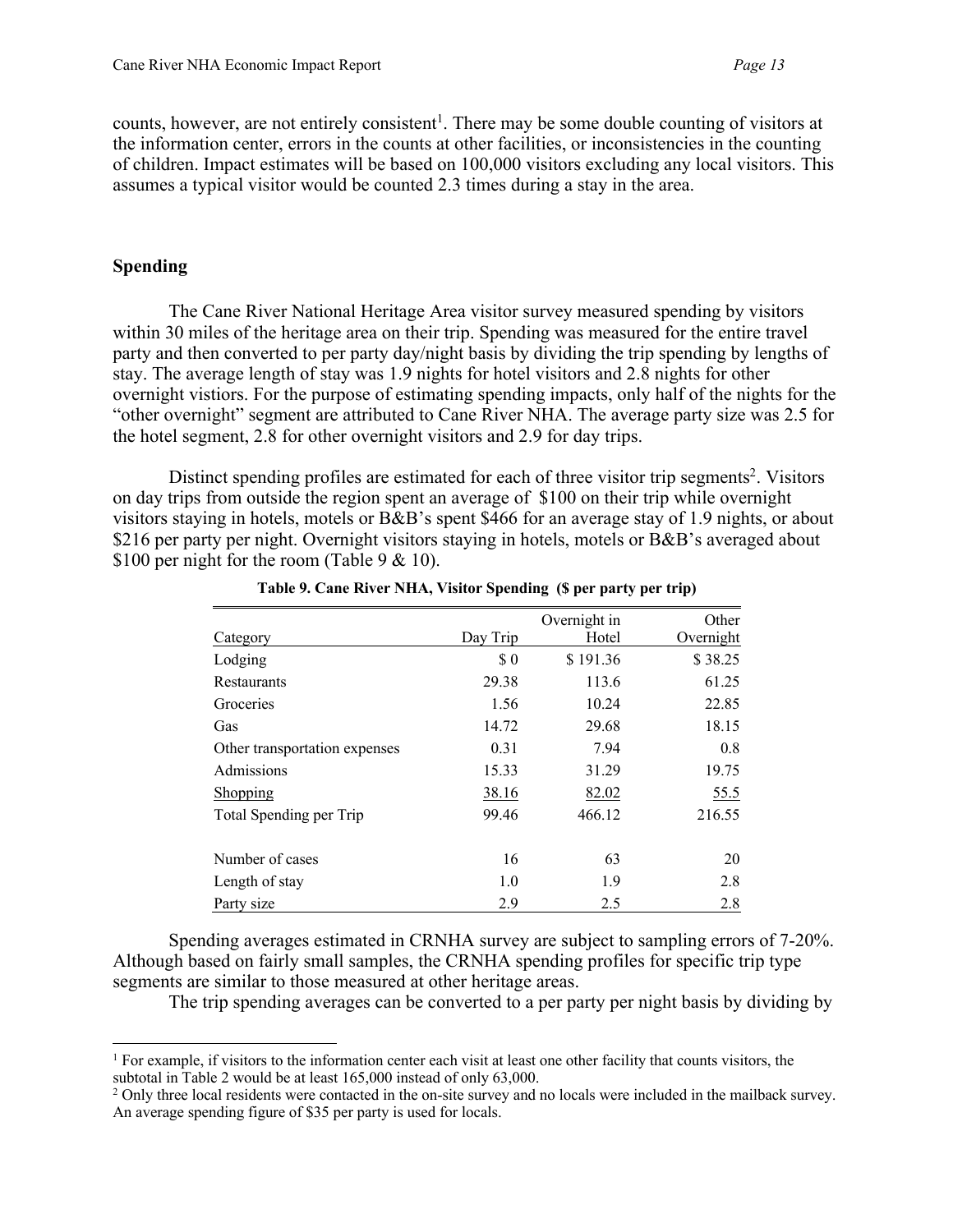counts, however, are not entirely consistent[1]. There may be some double counting of visitors at the information center, errors in the counts at other facilities, or inconsistencies in the counting of children. Impact estimates will be based on 100,000 visitors excluding any local visitors. This assumes a typical visitor would be counted 2.3 times during a stay in the area.

## Spending

The Cane River National Heritage Area visitor survey measured spending by visitors within 30 miles of the heritage area on their trip. Spending was measured for the entire travel party and then converted to per party day/night basis by dividing the trip spending by lengths of stay. The average length of stay was 1.9 nights for hotel visitors and 2.8 nights for other overnight vistiors. For the purpose of estimating spending impacts, only half of the nights for the "other overnight" segment are attributed to Cane River NHA. The average party size was 2.5 for the hotel segment, 2.8 for other overnight visitors and 2.9 for day trips.

Distinct spending profiles are estimated for each of three visitor trip segments[2]. Visitors on day trips from outside the region spent an average of $100 on their trip while overnight visitors staying in hotels, motels or B&B's spent $466 for an average stay of 1.9 nights, or about $216 per party per night. Overnight visitors staying in hotels, motels or B&B's averaged about $100 per night for the room (Table 9 & 10).

**Table 9. Cane River NHA, Visitor Spending ($ per party per trip)**

| Category | Day Trip | Overnight in Hotel | Other Overnight |
|---|---|---|---|
| Lodging | $ 0 | $ 191.36 | $ 38.25 |
| Restaurants | 29.38 | 113.6 | 61.25 |
| Groceries | 1.56 | 10.24 | 22.85 |
| Gas | 14.72 | 29.68 | 18.15 |
| Other transportation expenses | 0.31 | 7.94 | 0.8 |
| Admissions | 15.33 | 31.29 | 19.75 |
| Shopping | 38.16 | 82.02 | 55.5 |
| Total Spending per Trip | 99.46 | 466.12 | 216.55 |
| | | | |
| Number of cases | 16 | 63 | 20 |
| Length of stay | 1.0 | 1.9 | 2.8 |
| Party size | 2.9 | 2.5 | 2.8 |

Spending averages estimated in CRNHA survey are subject to sampling errors of 7-20%. Although based on fairly small samples, the CRNHA spending profiles for specific trip type segments are similar to those measured at other heritage areas.

The trip spending averages can be converted to a per party per night basis by dividing by

[1] For example, if visitors to the information center each visit at least one other facility that counts visitors, the subtotal in Table 2 would be at least 165,000 instead of only 63,000.

[2] Only three local residents were contacted in the on-site survey and no locals were included in the mailback survey. An average spending figure of $35 per party is used for locals.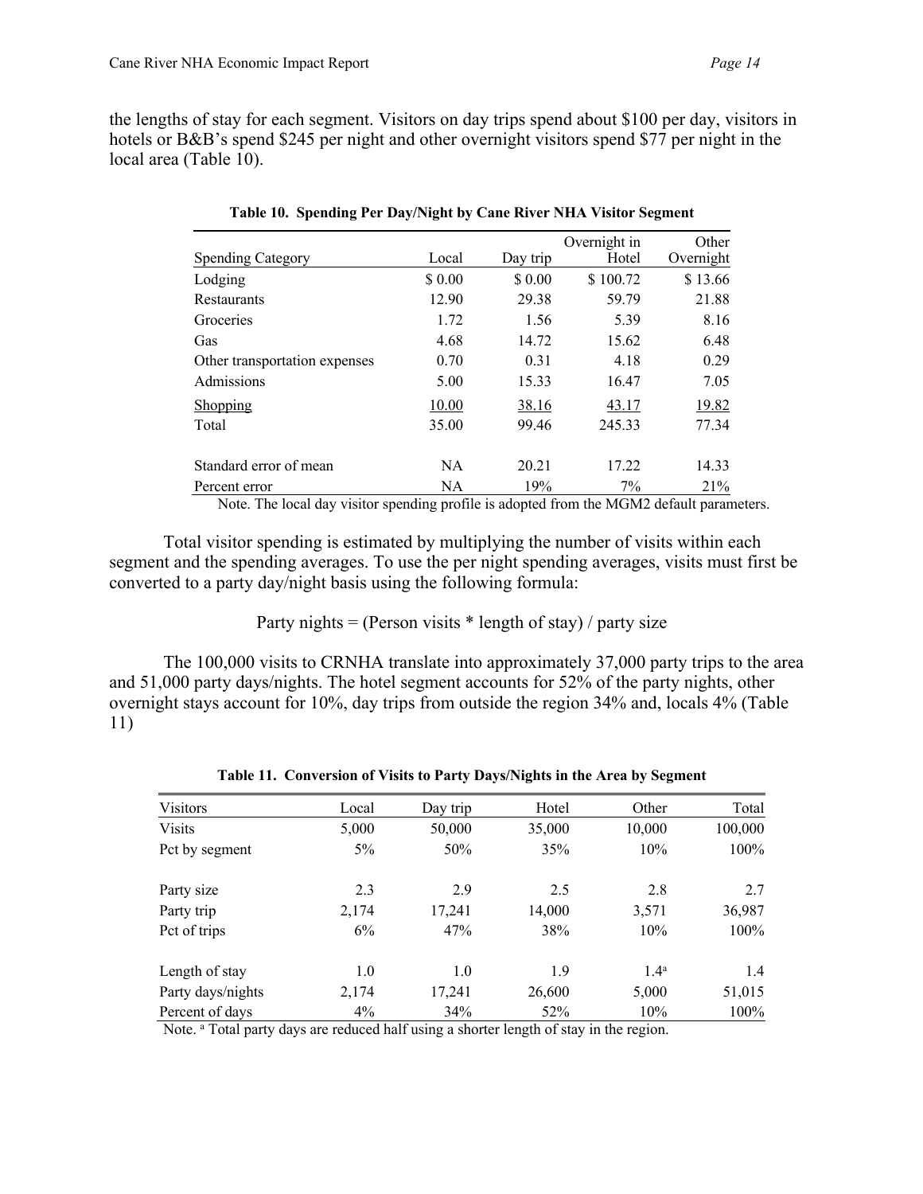the lengths of stay for each segment. Visitors on day trips spend about $100 per day, visitors in hotels or B&B's spend $245 per night and other overnight visitors spend $77 per night in the local area (Table 10).

**Table 10. Spending Per Day/Night by Cane River NHA Visitor Segment**

| Spending Category | Local | Day trip | Overnight in Hotel | Other Overnight |
|---|---|---|---|---|
| Lodging | $ 0.00 | $ 0.00 | $ 100.72 | $ 13.66 |
| Restaurants | 12.90 | 29.38 | 59.79 | 21.88 |
| Groceries | 1.72 | 1.56 | 5.39 | 8.16 |
| Gas | 4.68 | 14.72 | 15.62 | 6.48 |
| Other transportation expenses | 0.70 | 0.31 | 4.18 | 0.29 |
| Admissions | 5.00 | 15.33 | 16.47 | 7.05 |
| Shopping | 10.00 | 38.16 | 43.17 | 19.82 |
| Total | 35.00 | 99.46 | 245.33 | 77.34 |
| | | | | |
| Standard error of mean | NA | 20.21 | 17.22 | 14.33 |
| Percent error | NA | 19% | 7% | 21% |

Note. The local day visitor spending profile is adopted from the MGM2 default parameters.

Total visitor spending is estimated by multiplying the number of visits within each segment and the spending averages. To use the per night spending averages, visits must first be converted to a party day/night basis using the following formula:

$$\text{Party nights} = (\text{Person visits} * \text{length of stay}) / \text{party size}$$

The 100,000 visits to CRNHA translate into approximately 37,000 party trips to the area and 51,000 party days/nights. The hotel segment accounts for 52% of the party nights, other overnight stays account for 10%, day trips from outside the region 34% and, locals 4% (Table 11)

**Table 11. Conversion of Visits to Party Days/Nights in the Area by Segment**

| Visitors | Local | Day trip | Hotel | Other | Total |
|---|---|---|---|---|---|
| Visits | 5,000 | 50,000 | 35,000 | 10,000 | 100,000 |
| Pct by segment | 5% | 50% | 35% | 10% | 100% |
| | | | | | |
| Party size | 2.3 | 2.9 | 2.5 | 2.8 | 2.7 |
| Party trip | 2,174 | 17,241 | 14,000 | 3,571 | 36,987 |
| Pct of trips | 6% | 47% | 38% | 10% | 100% |
| | | | | | |
| Length of stay | 1.0 | 1.0 | 1.9 | 1.4[a] | 1.4 |
| Party days/nights | 2,174 | 17,241 | 26,600 | 5,000 | 51,015 |
| Percent of days | 4% | 34% | 52% | 10% | 100% |

Note. [a] Total party days are reduced half using a shorter length of stay in the region.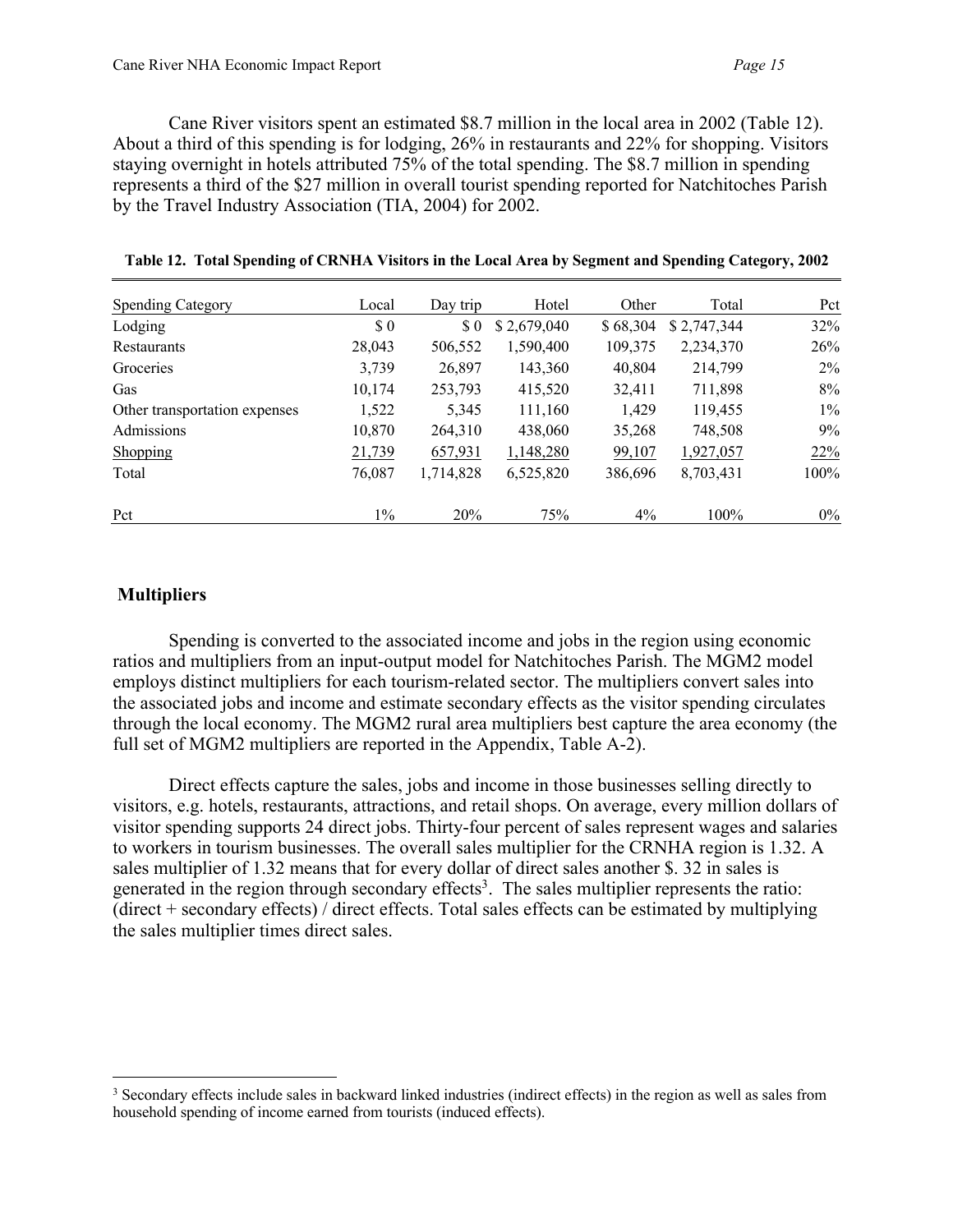Cane River visitors spent an estimated $8.7 million in the local area in 2002 (Table 12). About a third of this spending is for lodging, 26% in restaurants and 22% for shopping. Visitors staying overnight in hotels attributed 75% of the total spending. The $8.7 million in spending represents a third of the $27 million in overall tourist spending reported for Natchitoches Parish by the Travel Industry Association (TIA, 2004) for 2002.

**Table 12. Total Spending of CRNHA Visitors in the Local Area by Segment and Spending Category, 2002**

| Spending Category | Local | Day trip | Hotel | Other | Total | Pct |
|---|---|---|---|---|---|---|
| Lodging | $ 0 | $ 0 | $ 2,679,040 | $ 68,304 | $ 2,747,344 | 32% |
| Restaurants | 28,043 | 506,552 | 1,590,400 | 109,375 | 2,234,370 | 26% |
| Groceries | 3,739 | 26,897 | 143,360 | 40,804 | 214,799 | 2% |
| Gas | 10,174 | 253,793 | 415,520 | 32,411 | 711,898 | 8% |
| Other transportation expenses | 1,522 | 5,345 | 111,160 | 1,429 | 119,455 | 1% |
| Admissions | 10,870 | 264,310 | 438,060 | 35,268 | 748,508 | 9% |
| Shopping | 21,739 | 657,931 | 1,148,280 | 99,107 | 1,927,057 | 22% |
| Total | 76,087 | 1,714,828 | 6,525,820 | 386,696 | 8,703,431 | 100% |
| Pct | 1% | 20% | 75% | 4% | 100% | 0% |

## Multipliers

Spending is converted to the associated income and jobs in the region using economic ratios and multipliers from an input-output model for Natchitoches Parish. The MGM2 model employs distinct multipliers for each tourism-related sector. The multipliers convert sales into the associated jobs and income and estimate secondary effects as the visitor spending circulates through the local economy. The MGM2 rural area multipliers best capture the area economy (the full set of MGM2 multipliers are reported in the Appendix, Table A-2).

Direct effects capture the sales, jobs and income in those businesses selling directly to visitors, e.g. hotels, restaurants, attractions, and retail shops. On average, every million dollars of visitor spending supports 24 direct jobs. Thirty-four percent of sales represent wages and salaries to workers in tourism businesses. The overall sales multiplier for the CRNHA region is 1.32. A sales multiplier of 1.32 means that for every dollar of direct sales another $. 32 in sales is generated in the region through secondary effects[3]. The sales multiplier represents the ratio: (direct + secondary effects) / direct effects. Total sales effects can be estimated by multiplying the sales multiplier times direct sales.

[3] Secondary effects include sales in backward linked industries (indirect effects) in the region as well as sales from household spending of income earned from tourists (induced effects).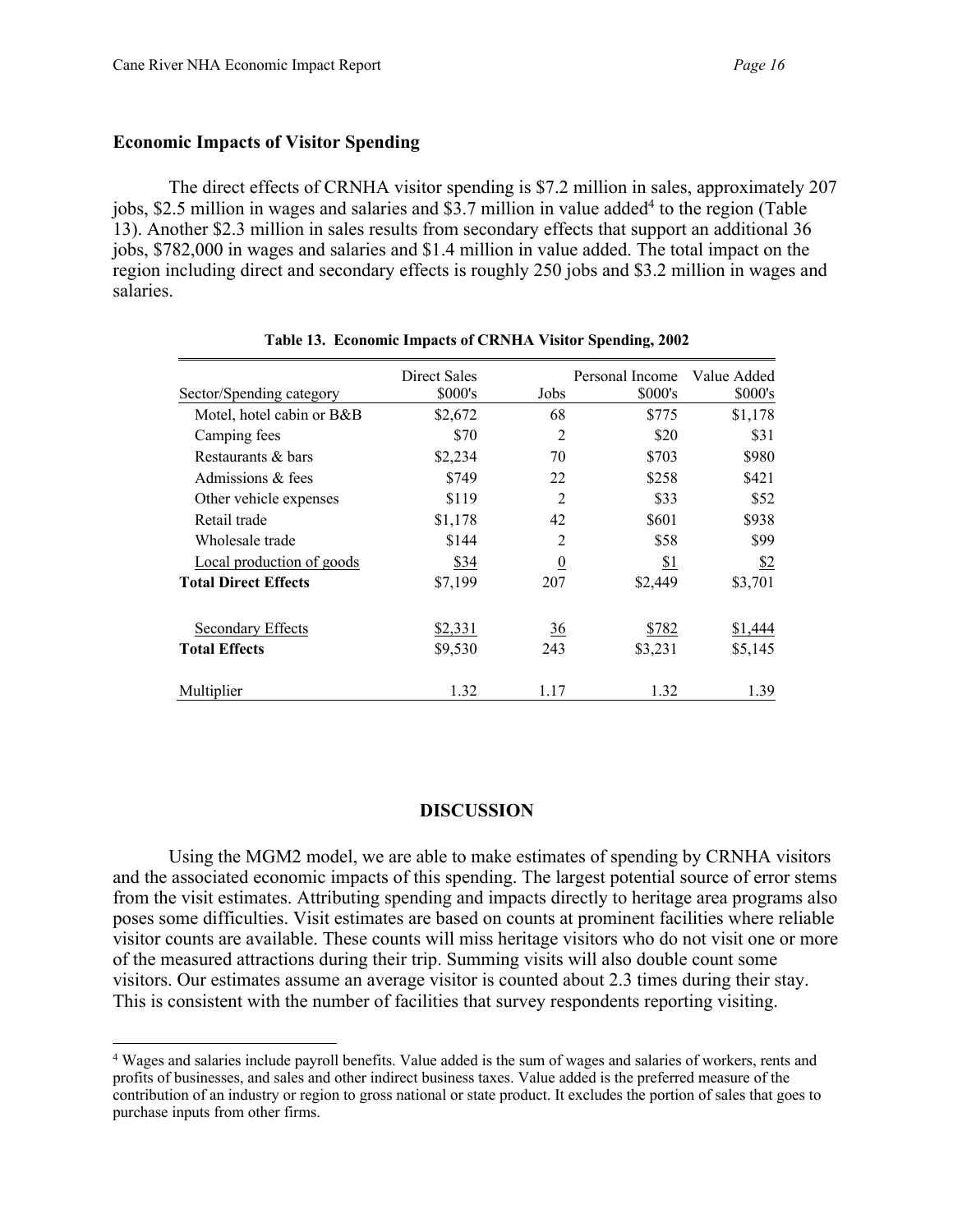### Economic Impacts of Visitor Spending

The direct effects of CRNHA visitor spending is $7.2 million in sales, approximately 207 jobs, $2.5 million in wages and salaries and $3.7 million in value added[4] to the region (Table 13). Another $2.3 million in sales results from secondary effects that support an additional 36 jobs, $782,000 in wages and salaries and $1.4 million in value added. The total impact on the region including direct and secondary effects is roughly 250 jobs and $3.2 million in wages and salaries.

**Table 13. Economic Impacts of CRNHA Visitor Spending, 2002**

| Sector/Spending category | Direct Sales $000's | Jobs | Personal Income $000's | Value Added $000's |
|---|---|---|---|---|
| Motel, hotel cabin or B&B | $2,672 | 68 | $775 | $1,178 |
| Camping fees | $70 | 2 | $20 | $31 |
| Restaurants & bars | $2,234 | 70 | $703 | $980 |
| Admissions & fees | $749 | 22 | $258 | $421 |
| Other vehicle expenses | $119 | 2 | $33 | $52 |
| Retail trade | $1,178 | 42 | $601 | $938 |
| Wholesale trade | $144 | 2 | $58 | $99 |
| Local production of goods | $34 | 0 | $1 | $2 |
| **Total Direct Effects** | $7,199 | 207 | $2,449 | $3,701 |
| Secondary Effects | $2,331 | 36 | $782 | $1,444 |
| **Total Effects** | $9,530 | 243 | $3,231 | $5,145 |
| Multiplier | 1.32 | 1.17 | 1.32 | 1.39 |

## DISCUSSION

Using the MGM2 model, we are able to make estimates of spending by CRNHA visitors and the associated economic impacts of this spending. The largest potential source of error stems from the visit estimates. Attributing spending and impacts directly to heritage area programs also poses some difficulties. Visit estimates are based on counts at prominent facilities where reliable visitor counts are available. These counts will miss heritage visitors who do not visit one or more of the measured attractions during their trip. Summing visits will also double count some visitors. Our estimates assume an average visitor is counted about 2.3 times during their stay. This is consistent with the number of facilities that survey respondents reporting visiting.

[4] Wages and salaries include payroll benefits. Value added is the sum of wages and salaries of workers, rents and profits of businesses, and sales and other indirect business taxes. Value added is the preferred measure of the contribution of an industry or region to gross national or state product. It excludes the portion of sales that goes to purchase inputs from other firms.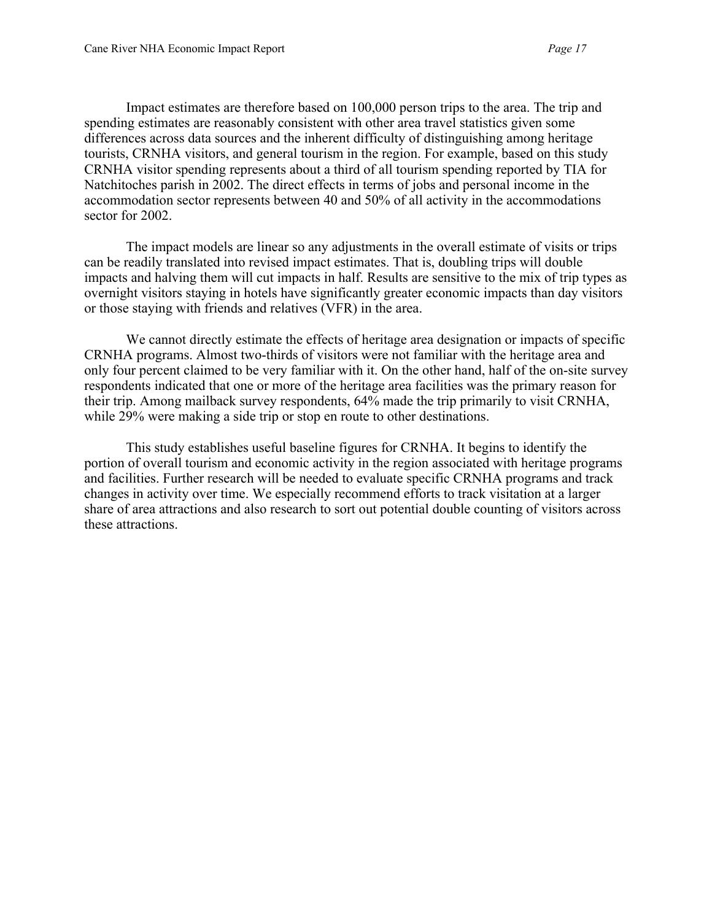Impact estimates are therefore based on 100,000 person trips to the area. The trip and spending estimates are reasonably consistent with other area travel statistics given some differences across data sources and the inherent difficulty of distinguishing among heritage tourists, CRNHA visitors, and general tourism in the region. For example, based on this study CRNHA visitor spending represents about a third of all tourism spending reported by TIA for Natchitoches parish in 2002. The direct effects in terms of jobs and personal income in the accommodation sector represents between 40 and 50% of all activity in the accommodations sector for 2002.

The impact models are linear so any adjustments in the overall estimate of visits or trips can be readily translated into revised impact estimates. That is, doubling trips will double impacts and halving them will cut impacts in half. Results are sensitive to the mix of trip types as overnight visitors staying in hotels have significantly greater economic impacts than day visitors or those staying with friends and relatives (VFR) in the area.

We cannot directly estimate the effects of heritage area designation or impacts of specific CRNHA programs. Almost two-thirds of visitors were not familiar with the heritage area and only four percent claimed to be very familiar with it. On the other hand, half of the on-site survey respondents indicated that one or more of the heritage area facilities was the primary reason for their trip. Among mailback survey respondents, 64% made the trip primarily to visit CRNHA, while 29% were making a side trip or stop en route to other destinations.

This study establishes useful baseline figures for CRNHA. It begins to identify the portion of overall tourism and economic activity in the region associated with heritage programs and facilities. Further research will be needed to evaluate specific CRNHA programs and track changes in activity over time. We especially recommend efforts to track visitation at a larger share of area attractions and also research to sort out potential double counting of visitors across these attractions.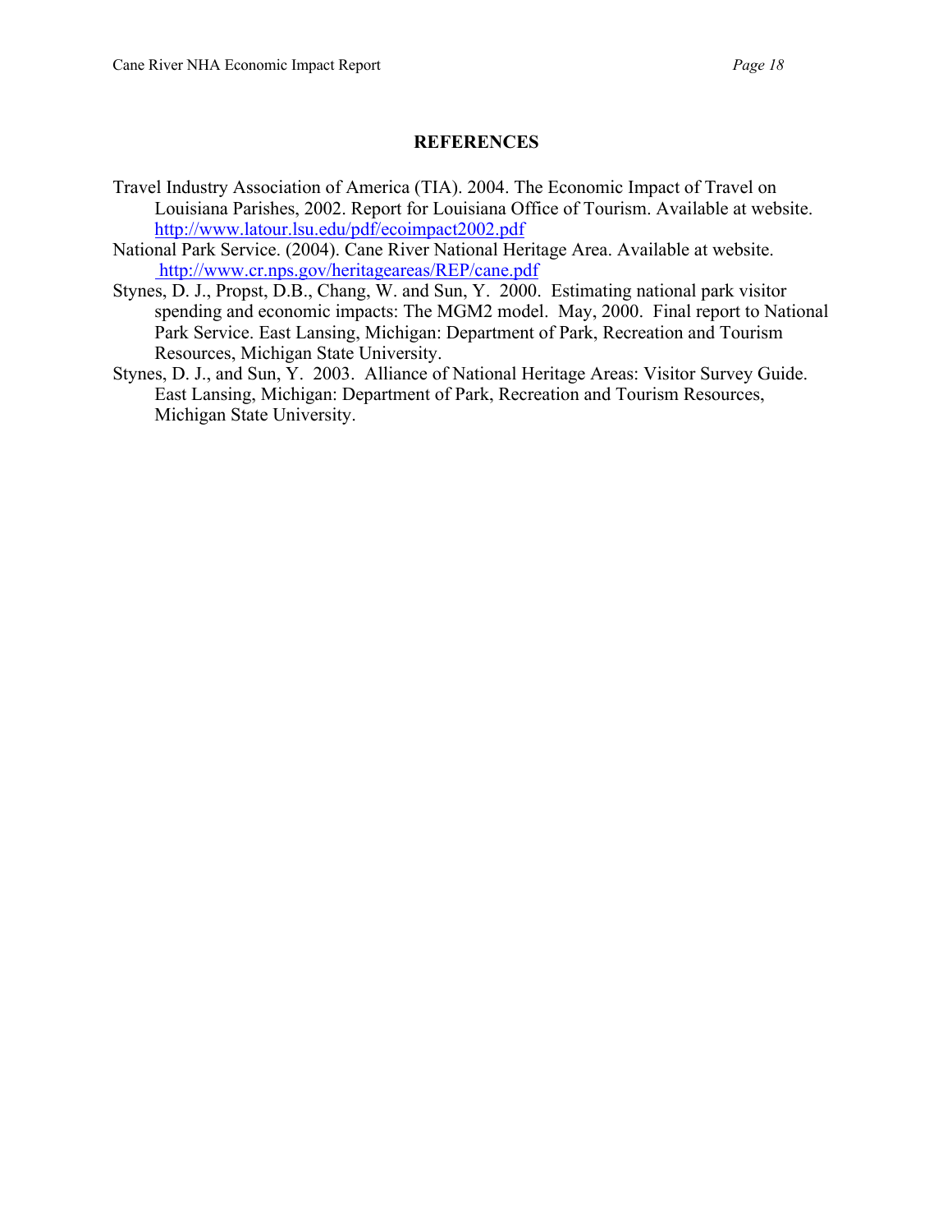# REFERENCES

Travel Industry Association of America (TIA). 2004. The Economic Impact of Travel on Louisiana Parishes, 2002. Report for Louisiana Office of Tourism. Available at website. http://www.latour.lsu.edu/pdf/ecoimpact2002.pdf

National Park Service. (2004). Cane River National Heritage Area. Available at website. http://www.cr.nps.gov/heritageareas/REP/cane.pdf

Stynes, D. J., Propst, D.B., Chang, W. and Sun, Y. 2000. Estimating national park visitor spending and economic impacts: The MGM2 model. May, 2000. Final report to National Park Service. East Lansing, Michigan: Department of Park, Recreation and Tourism Resources, Michigan State University.

Stynes, D. J., and Sun, Y. 2003. Alliance of National Heritage Areas: Visitor Survey Guide. East Lansing, Michigan: Department of Park, Recreation and Tourism Resources, Michigan State University.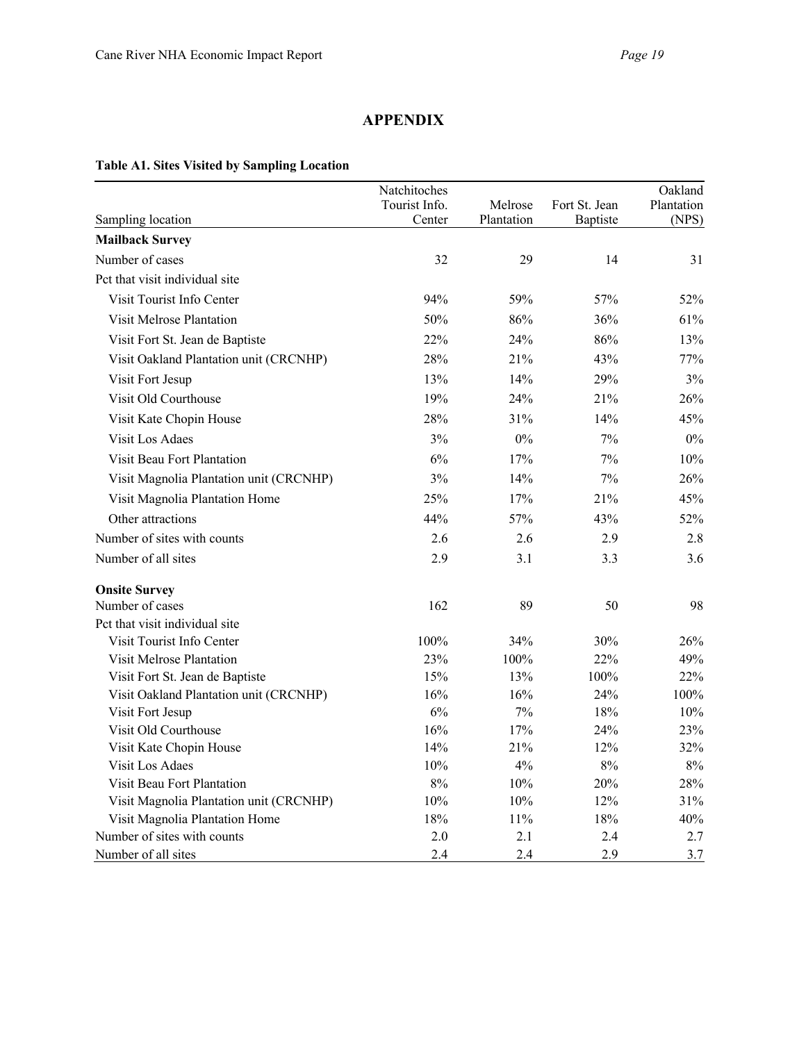# APPENDIX

**Table A1. Sites Visited by Sampling Location**

| Sampling location | Natchitoches Tourist Info. Center | Melrose Plantation | Fort St. Jean Baptiste | Oakland Plantation (NPS) |
|---|---|---|---|---|
| **Mailback Survey** | | | | |
| Number of cases | 32 | 29 | 14 | 31 |
| Pct that visit individual site | | | | |
| Visit Tourist Info Center | 94% | 59% | 57% | 52% |
| Visit Melrose Plantation | 50% | 86% | 36% | 61% |
| Visit Fort St. Jean de Baptiste | 22% | 24% | 86% | 13% |
| Visit Oakland Plantation unit (CRCNHP) | 28% | 21% | 43% | 77% |
| Visit Fort Jesup | 13% | 14% | 29% | 3% |
| Visit Old Courthouse | 19% | 24% | 21% | 26% |
| Visit Kate Chopin House | 28% | 31% | 14% | 45% |
| Visit Los Adaes | 3% | 0% | 7% | 0% |
| Visit Beau Fort Plantation | 6% | 17% | 7% | 10% |
| Visit Magnolia Plantation unit (CRCNHP) | 3% | 14% | 7% | 26% |
| Visit Magnolia Plantation Home | 25% | 17% | 21% | 45% |
| Other attractions | 44% | 57% | 43% | 52% |
| Number of sites with counts | 2.6 | 2.6 | 2.9 | 2.8 |
| Number of all sites | 2.9 | 3.1 | 3.3 | 3.6 |
| **Onsite Survey** | | | | |
| Number of cases | 162 | 89 | 50 | 98 |
| Pct that visit individual site | | | | |
| Visit Tourist Info Center | 100% | 34% | 30% | 26% |
| Visit Melrose Plantation | 23% | 100% | 22% | 49% |
| Visit Fort St. Jean de Baptiste | 15% | 13% | 100% | 22% |
| Visit Oakland Plantation unit (CRCNHP) | 16% | 16% | 24% | 100% |
| Visit Fort Jesup | 6% | 7% | 18% | 10% |
| Visit Old Courthouse | 16% | 17% | 24% | 23% |
| Visit Kate Chopin House | 14% | 21% | 12% | 32% |
| Visit Los Adaes | 10% | 4% | 8% | 8% |
| Visit Beau Fort Plantation | 8% | 10% | 20% | 28% |
| Visit Magnolia Plantation unit (CRCNHP) | 10% | 10% | 12% | 31% |
| Visit Magnolia Plantation Home | 18% | 11% | 18% | 40% |
| Number of sites with counts | 2.0 | 2.1 | 2.4 | 2.7 |
| Number of all sites | 2.4 | 2.4 | 2.9 | 3.7 |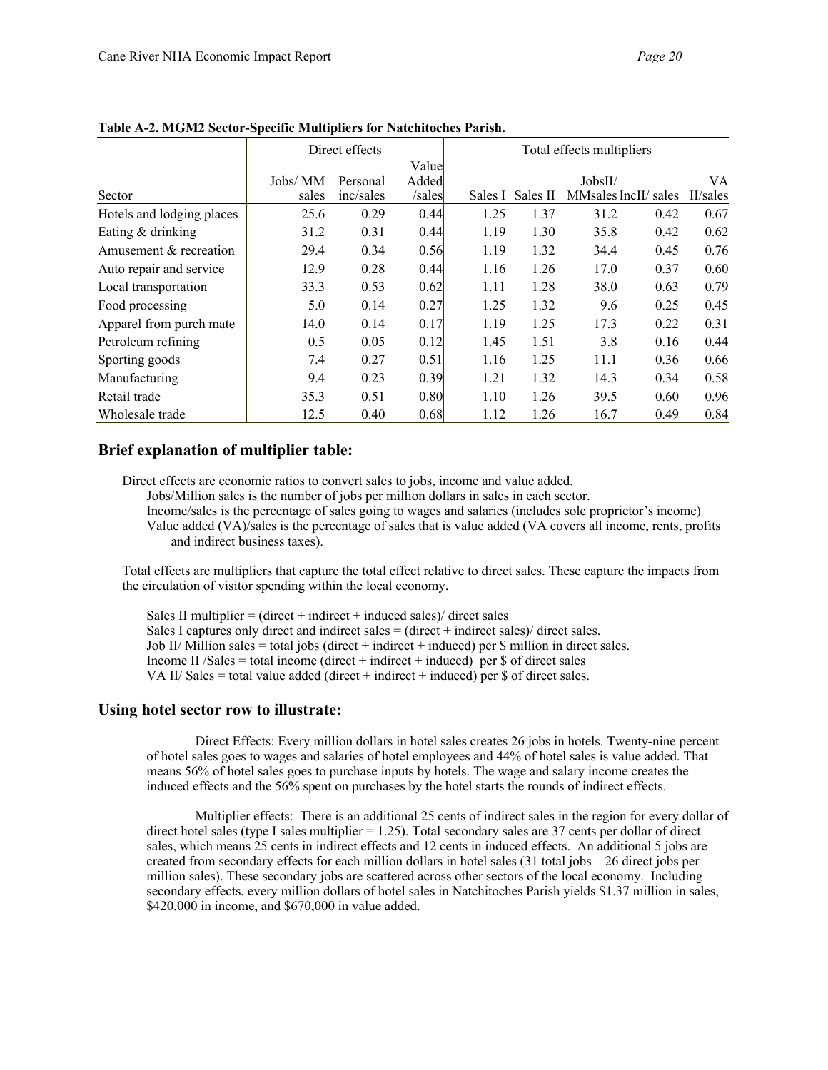**Table A-2. MGM2 Sector-Specific Multipliers for Natchitoches Parish.**

| | Direct effects | | | Total effects multipliers | | | | |
|---|---|---|---|---|---|---|---|---|
| Sector | Jobs/ MM sales | Personal inc/sales | Value Added /sales | Sales I | Sales II | JobsII/ MMsales | IncII/ sales | VA II/sales |
| Hotels and lodging places | 25.6 | 0.29 | 0.44 | 1.25 | 1.37 | 31.2 | 0.42 | 0.67 |
| Eating & drinking | 31.2 | 0.31 | 0.44 | 1.19 | 1.30 | 35.8 | 0.42 | 0.62 |
| Amusement & recreation | 29.4 | 0.34 | 0.56 | 1.19 | 1.32 | 34.4 | 0.45 | 0.76 |
| Auto repair and service | 12.9 | 0.28 | 0.44 | 1.16 | 1.26 | 17.0 | 0.37 | 0.60 |
| Local transportation | 33.3 | 0.53 | 0.62 | 1.11 | 1.28 | 38.0 | 0.63 | 0.79 |
| Food processing | 5.0 | 0.14 | 0.27 | 1.25 | 1.32 | 9.6 | 0.25 | 0.45 |
| Apparel from purch mate | 14.0 | 0.14 | 0.17 | 1.19 | 1.25 | 17.3 | 0.22 | 0.31 |
| Petroleum refining | 0.5 | 0.05 | 0.12 | 1.45 | 1.51 | 3.8 | 0.16 | 0.44 |
| Sporting goods | 7.4 | 0.27 | 0.51 | 1.16 | 1.25 | 11.1 | 0.36 | 0.66 |
| Manufacturing | 9.4 | 0.23 | 0.39 | 1.21 | 1.32 | 14.3 | 0.34 | 0.58 |
| Retail trade | 35.3 | 0.51 | 0.80 | 1.10 | 1.26 | 39.5 | 0.60 | 0.96 |
| Wholesale trade | 12.5 | 0.40 | 0.68 | 1.12 | 1.26 | 16.7 | 0.49 | 0.84 |

## Brief explanation of multiplier table:

Direct effects are economic ratios to convert sales to jobs, income and value added.

Jobs/Million sales is the number of jobs per million dollars in sales in each sector.

Income/sales is the percentage of sales going to wages and salaries (includes sole proprietor's income)

Value added (VA)/sales is the percentage of sales that is value added (VA covers all income, rents, profits and indirect business taxes).

Total effects are multipliers that capture the total effect relative to direct sales. These capture the impacts from the circulation of visitor spending within the local economy.

Sales II multiplier = (direct + indirect + induced sales)/ direct sales

Sales I captures only direct and indirect sales = (direct + indirect sales)/ direct sales.

Job II/ Million sales = total jobs (direct + indirect + induced) per $ million in direct sales.

Income II /Sales = total income (direct + indirect + induced) per $ of direct sales

VA II/ Sales = total value added (direct + indirect + induced) per $ of direct sales.

## Using hotel sector row to illustrate:

Direct Effects: Every million dollars in hotel sales creates 26 jobs in hotels. Twenty-nine percent of hotel sales goes to wages and salaries of hotel employees and 44% of hotel sales is value added. That means 56% of hotel sales goes to purchase inputs by hotels. The wage and salary income creates the induced effects and the 56% spent on purchases by the hotel starts the rounds of indirect effects.

Multiplier effects: There is an additional 25 cents of indirect sales in the region for every dollar of direct hotel sales (type I sales multiplier = 1.25). Total secondary sales are 37 cents per dollar of direct sales, which means 25 cents in indirect effects and 12 cents in induced effects. An additional 5 jobs are created from secondary effects for each million dollars in hotel sales (31 total jobs – 26 direct jobs per million sales). These secondary jobs are scattered across other sectors of the local economy. Including secondary effects, every million dollars of hotel sales in Natchitoches Parish yields $1.37 million in sales, $420,000 in income, and $670,000 in value added.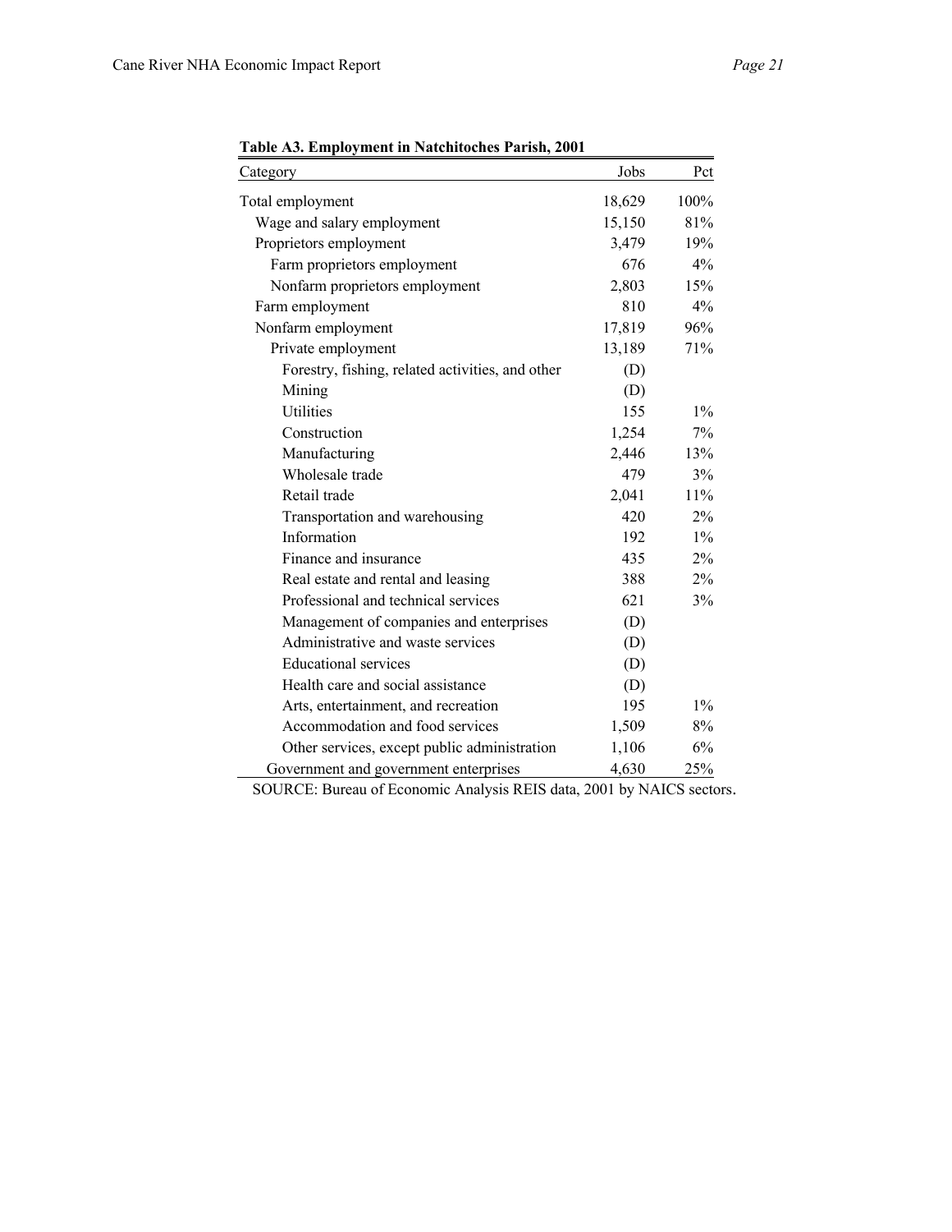**Table A3. Employment in Natchitoches Parish, 2001**

| Category | Jobs | Pct |
|---|---|---|
| Total employment | 18,629 | 100% |
| Wage and salary employment | 15,150 | 81% |
| Proprietors employment | 3,479 | 19% |
| Farm proprietors employment | 676 | 4% |
| Nonfarm proprietors employment | 2,803 | 15% |
| Farm employment | 810 | 4% |
| Nonfarm employment | 17,819 | 96% |
| Private employment | 13,189 | 71% |
| Forestry, fishing, related activities, and other | (D) | |
| Mining | (D) | |
| Utilities | 155 | 1% |
| Construction | 1,254 | 7% |
| Manufacturing | 2,446 | 13% |
| Wholesale trade | 479 | 3% |
| Retail trade | 2,041 | 11% |
| Transportation and warehousing | 420 | 2% |
| Information | 192 | 1% |
| Finance and insurance | 435 | 2% |
| Real estate and rental and leasing | 388 | 2% |
| Professional and technical services | 621 | 3% |
| Management of companies and enterprises | (D) | |
| Administrative and waste services | (D) | |
| Educational services | (D) | |
| Health care and social assistance | (D) | |
| Arts, entertainment, and recreation | 195 | 1% |
| Accommodation and food services | 1,509 | 8% |
| Other services, except public administration | 1,106 | 6% |
| Government and government enterprises | 4,630 | 25% |

SOURCE: Bureau of Economic Analysis REIS data, 2001 by NAICS sectors.